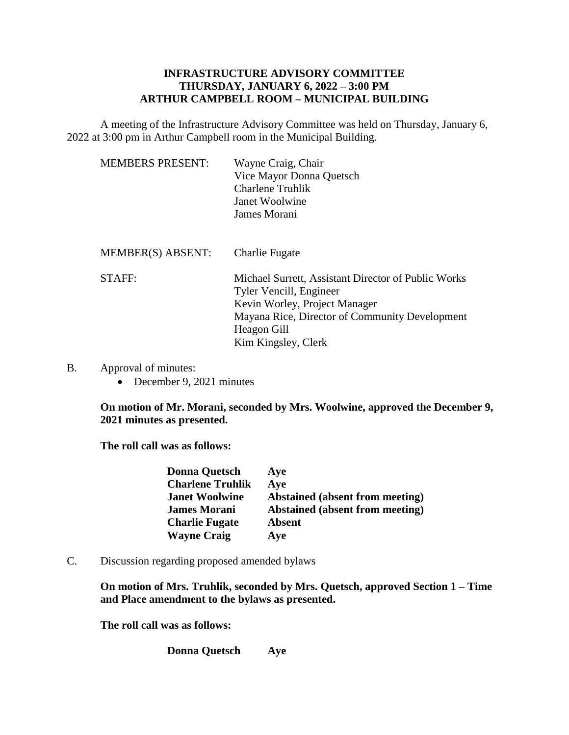**INFRASTRUCTURE ADVISORY COMMITTEE**
**THURSDAY, JANUARY 6, 2022 – 3:00 PM**
**ARTHUR CAMPBELL ROOM – MUNICIPAL BUILDING**

A meeting of the Infrastructure Advisory Committee was held on Thursday, January 6, 2022 at 3:00 pm in Arthur Campbell room in the Municipal Building.

| | |
|---|---|
| MEMBERS PRESENT: | Wayne Craig, Chair<br>Vice Mayor Donna Quetsch<br>Charlene Truhlik<br>Janet Woolwine<br>James Morani |
| MEMBER(S) ABSENT: | Charlie Fugate |
| STAFF: | Michael Surrett, Assistant Director of Public Works<br>Tyler Vencill, Engineer<br>Kevin Worley, Project Manager<br>Mayana Rice, Director of Community Development<br>Heagon Gill<br>Kim Kingsley, Clerk |

B. Approval of minutes:

- December 9, 2021 minutes

**On motion of Mr. Morani, seconded by Mrs. Woolwine, approved the December 9, 2021 minutes as presented.**

**The roll call was as follows:**

| | |
|---|---|
| **Donna Quetsch** | **Aye** |
| **Charlene Truhlik** | **Aye** |
| **Janet Woolwine** | **Abstained (absent from meeting)** |
| **James Morani** | **Abstained (absent from meeting)** |
| **Charlie Fugate** | **Absent** |
| **Wayne Craig** | **Aye** |

C. Discussion regarding proposed amended bylaws

**On motion of Mrs. Truhlik, seconded by Mrs. Quetsch, approved Section 1 – Time and Place amendment to the bylaws as presented.**

**The roll call was as follows:**

| | |
|---|---|
| **Donna Quetsch** | **Aye** |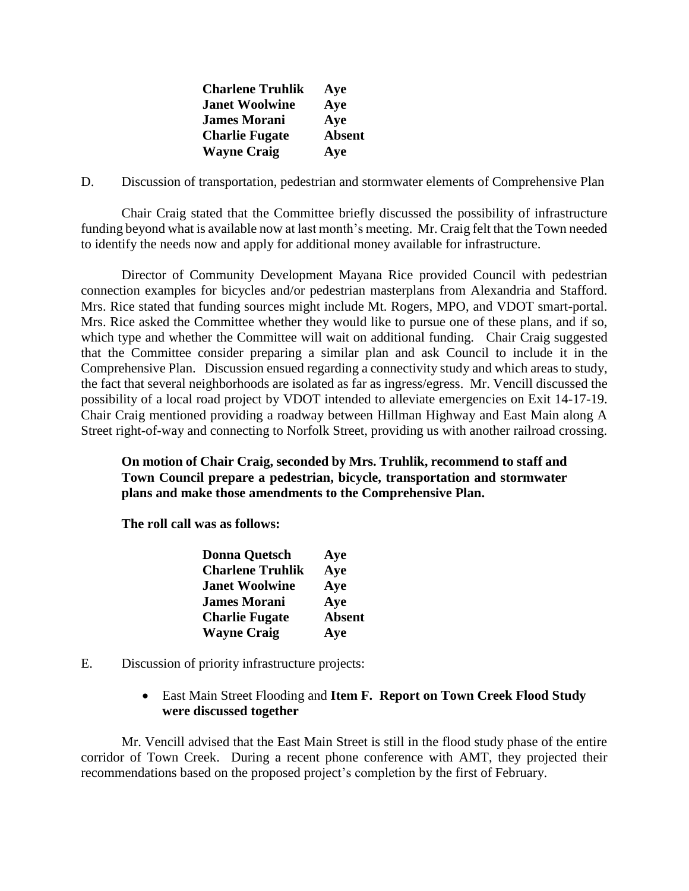| | |
|---|---|
| **Charlene Truhlik** | **Aye** |
| **Janet Woolwine** | **Aye** |
| **James Morani** | **Aye** |
| **Charlie Fugate** | **Absent** |
| **Wayne Craig** | **Aye** |

D. Discussion of transportation, pedestrian and stormwater elements of Comprehensive Plan

Chair Craig stated that the Committee briefly discussed the possibility of infrastructure funding beyond what is available now at last month's meeting. Mr. Craig felt that the Town needed to identify the needs now and apply for additional money available for infrastructure.

Director of Community Development Mayana Rice provided Council with pedestrian connection examples for bicycles and/or pedestrian masterplans from Alexandria and Stafford. Mrs. Rice stated that funding sources might include Mt. Rogers, MPO, and VDOT smart-portal. Mrs. Rice asked the Committee whether they would like to pursue one of these plans, and if so, which type and whether the Committee will wait on additional funding. Chair Craig suggested that the Committee consider preparing a similar plan and ask Council to include it in the Comprehensive Plan. Discussion ensued regarding a connectivity study and which areas to study, the fact that several neighborhoods are isolated as far as ingress/egress. Mr. Vencill discussed the possibility of a local road project by VDOT intended to alleviate emergencies on Exit 14-17-19. Chair Craig mentioned providing a roadway between Hillman Highway and East Main along A Street right-of-way and connecting to Norfolk Street, providing us with another railroad crossing.

**On motion of Chair Craig, seconded by Mrs. Truhlik, recommend to staff and Town Council prepare a pedestrian, bicycle, transportation and stormwater plans and make those amendments to the Comprehensive Plan.**

**The roll call was as follows:**

| | |
|---|---|
| **Donna Quetsch** | **Aye** |
| **Charlene Truhlik** | **Aye** |
| **Janet Woolwine** | **Aye** |
| **James Morani** | **Aye** |
| **Charlie Fugate** | **Absent** |
| **Wayne Craig** | **Aye** |

E. Discussion of priority infrastructure projects:

- East Main Street Flooding and **Item F. Report on Town Creek Flood Study were discussed together**

Mr. Vencill advised that the East Main Street is still in the flood study phase of the entire corridor of Town Creek. During a recent phone conference with AMT, they projected their recommendations based on the proposed project's completion by the first of February.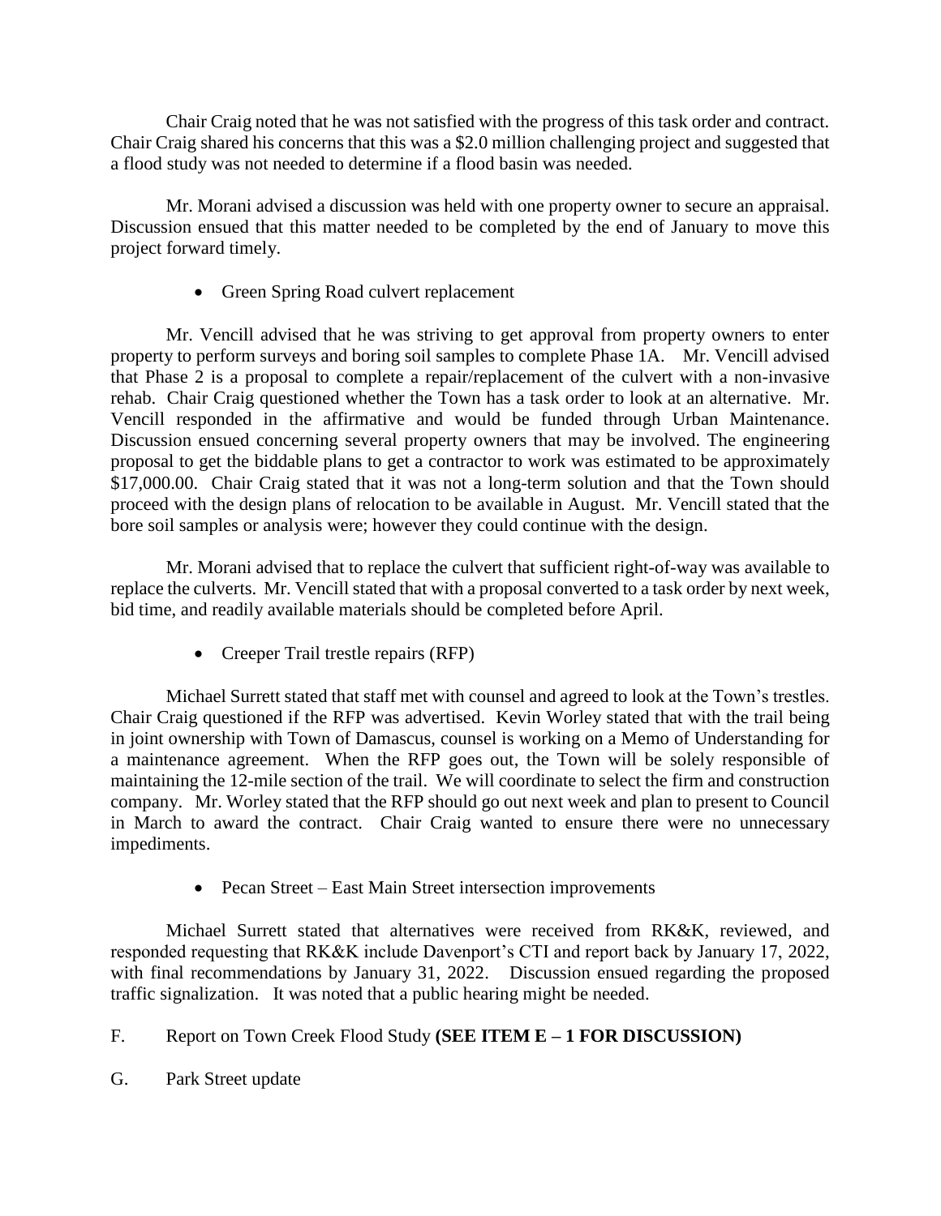Chair Craig noted that he was not satisfied with the progress of this task order and contract. Chair Craig shared his concerns that this was a $2.0 million challenging project and suggested that a flood study was not needed to determine if a flood basin was needed.

Mr. Morani advised a discussion was held with one property owner to secure an appraisal. Discussion ensued that this matter needed to be completed by the end of January to move this project forward timely.

- Green Spring Road culvert replacement

Mr. Vencill advised that he was striving to get approval from property owners to enter property to perform surveys and boring soil samples to complete Phase 1A. Mr. Vencill advised that Phase 2 is a proposal to complete a repair/replacement of the culvert with a non-invasive rehab. Chair Craig questioned whether the Town has a task order to look at an alternative. Mr. Vencill responded in the affirmative and would be funded through Urban Maintenance. Discussion ensued concerning several property owners that may be involved. The engineering proposal to get the biddable plans to get a contractor to work was estimated to be approximately $17,000.00. Chair Craig stated that it was not a long-term solution and that the Town should proceed with the design plans of relocation to be available in August. Mr. Vencill stated that the bore soil samples or analysis were; however they could continue with the design.

Mr. Morani advised that to replace the culvert that sufficient right-of-way was available to replace the culverts. Mr. Vencill stated that with a proposal converted to a task order by next week, bid time, and readily available materials should be completed before April.

- Creeper Trail trestle repairs (RFP)

Michael Surrett stated that staff met with counsel and agreed to look at the Town's trestles. Chair Craig questioned if the RFP was advertised. Kevin Worley stated that with the trail being in joint ownership with Town of Damascus, counsel is working on a Memo of Understanding for a maintenance agreement. When the RFP goes out, the Town will be solely responsible of maintaining the 12-mile section of the trail. We will coordinate to select the firm and construction company. Mr. Worley stated that the RFP should go out next week and plan to present to Council in March to award the contract. Chair Craig wanted to ensure there were no unnecessary impediments.

- Pecan Street – East Main Street intersection improvements

Michael Surrett stated that alternatives were received from RK&K, reviewed, and responded requesting that RK&K include Davenport's CTI and report back by January 17, 2022, with final recommendations by January 31, 2022. Discussion ensued regarding the proposed traffic signalization. It was noted that a public hearing might be needed.

F. Report on Town Creek Flood Study **(SEE ITEM E – 1 FOR DISCUSSION)**

G. Park Street update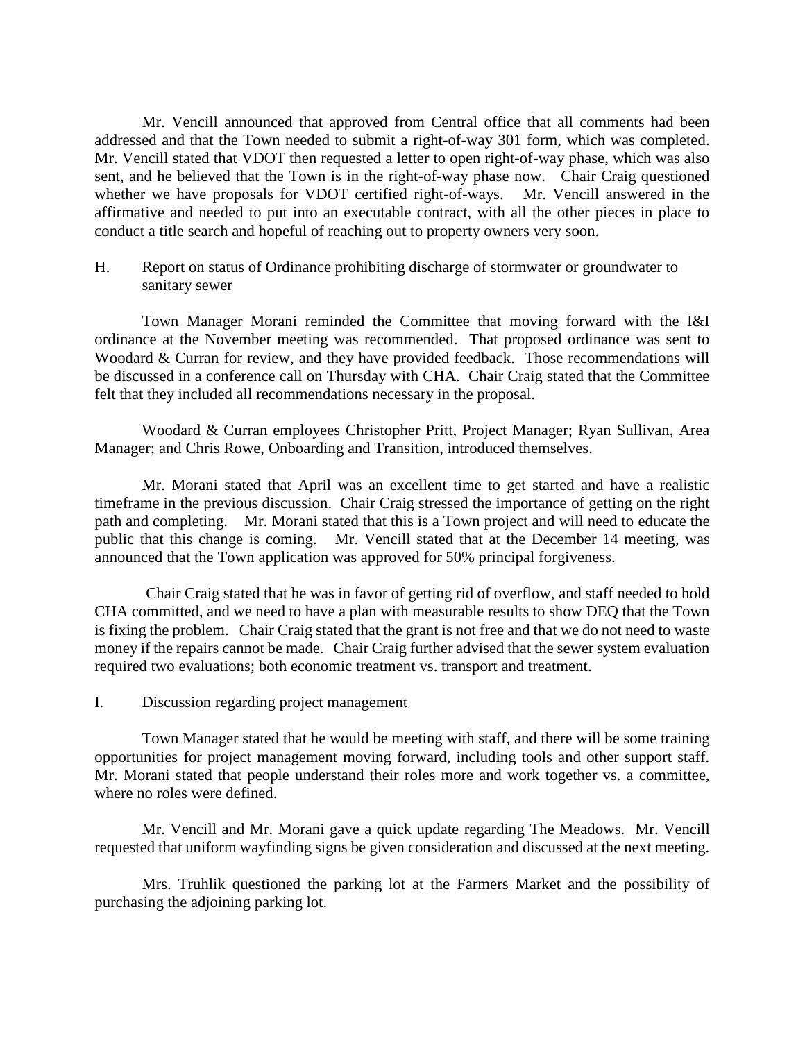Mr. Vencill announced that approved from Central office that all comments had been addressed and that the Town needed to submit a right-of-way 301 form, which was completed. Mr. Vencill stated that VDOT then requested a letter to open right-of-way phase, which was also sent, and he believed that the Town is in the right-of-way phase now. Chair Craig questioned whether we have proposals for VDOT certified right-of-ways. Mr. Vencill answered in the affirmative and needed to put into an executable contract, with all the other pieces in place to conduct a title search and hopeful of reaching out to property owners very soon.

H. Report on status of Ordinance prohibiting discharge of stormwater or groundwater to sanitary sewer

Town Manager Morani reminded the Committee that moving forward with the I&I ordinance at the November meeting was recommended. That proposed ordinance was sent to Woodard & Curran for review, and they have provided feedback. Those recommendations will be discussed in a conference call on Thursday with CHA. Chair Craig stated that the Committee felt that they included all recommendations necessary in the proposal.

Woodard & Curran employees Christopher Pritt, Project Manager; Ryan Sullivan, Area Manager; and Chris Rowe, Onboarding and Transition, introduced themselves.

Mr. Morani stated that April was an excellent time to get started and have a realistic timeframe in the previous discussion. Chair Craig stressed the importance of getting on the right path and completing. Mr. Morani stated that this is a Town project and will need to educate the public that this change is coming. Mr. Vencill stated that at the December 14 meeting, was announced that the Town application was approved for 50% principal forgiveness.

Chair Craig stated that he was in favor of getting rid of overflow, and staff needed to hold CHA committed, and we need to have a plan with measurable results to show DEQ that the Town is fixing the problem. Chair Craig stated that the grant is not free and that we do not need to waste money if the repairs cannot be made. Chair Craig further advised that the sewer system evaluation required two evaluations; both economic treatment vs. transport and treatment.

I. Discussion regarding project management

Town Manager stated that he would be meeting with staff, and there will be some training opportunities for project management moving forward, including tools and other support staff. Mr. Morani stated that people understand their roles more and work together vs. a committee, where no roles were defined.

Mr. Vencill and Mr. Morani gave a quick update regarding The Meadows. Mr. Vencill requested that uniform wayfinding signs be given consideration and discussed at the next meeting.

Mrs. Truhlik questioned the parking lot at the Farmers Market and the possibility of purchasing the adjoining parking lot.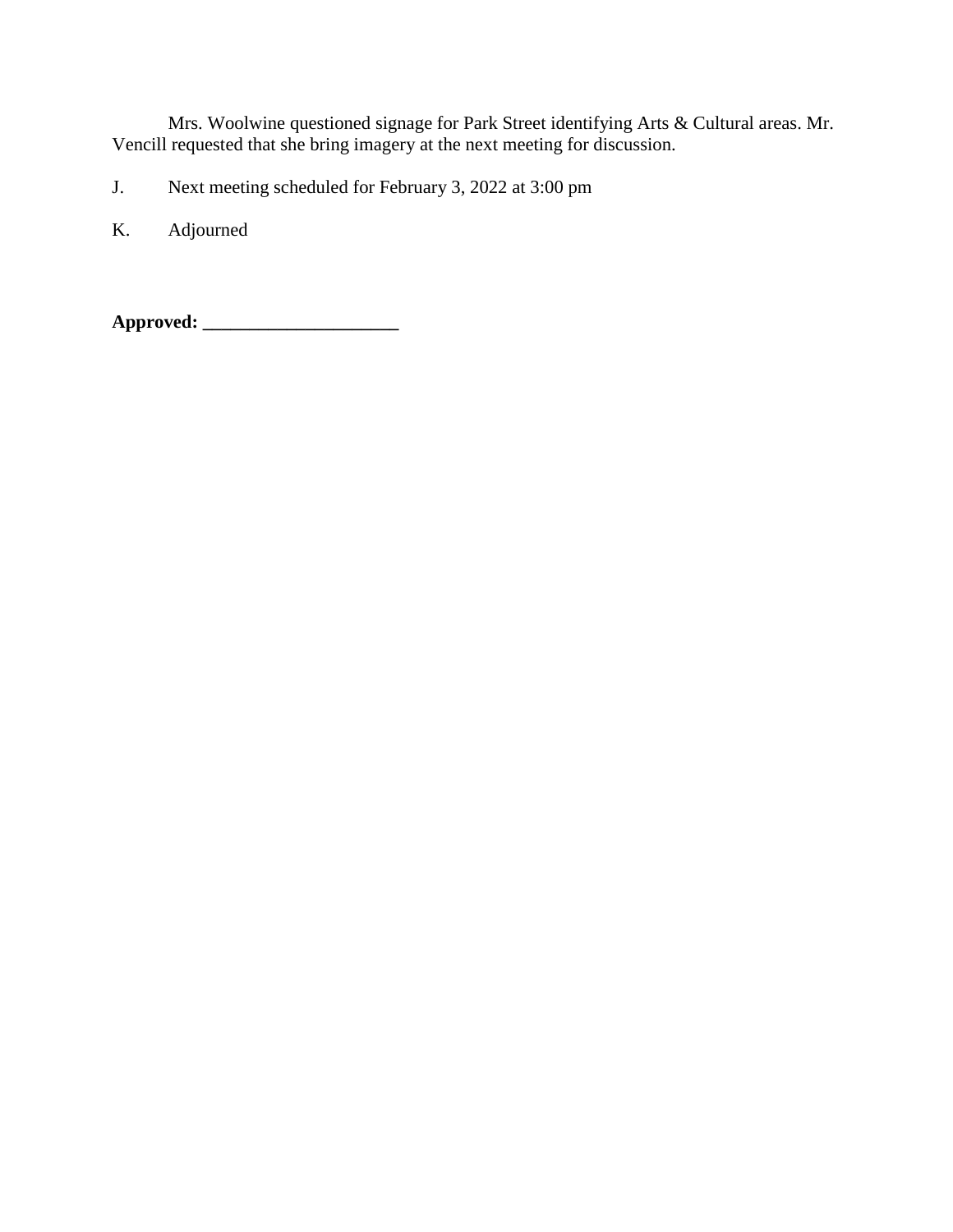Mrs. Woolwine questioned signage for Park Street identifying Arts & Cultural areas. Mr. Vencill requested that she bring imagery at the next meeting for discussion.

J. Next meeting scheduled for February 3, 2022 at 3:00 pm

K. Adjourned

**Approved: _____________________**